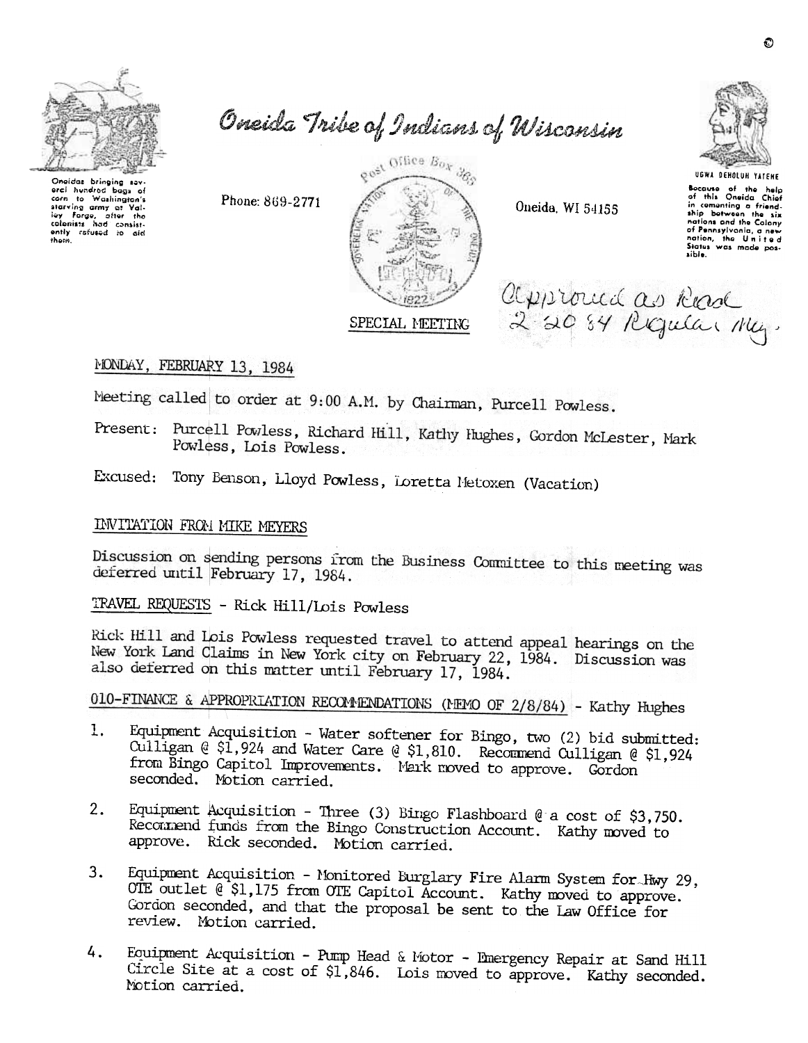# Oneida Tribe of Indians of Wisconsin

Oneidas bringing several hundred bags of corn to Washington's starving army at Valley Forge, after the colonists had consistently refused to aid them.

Phone: 869-2771

Post Office Box 365

Oneida, WI 54155

UGWA DEHOLUH YATEHE

Because of the help of this Oneida Chief in cementing a friendship between the six nations and the Colony of Pennsylvania, a new nation, the United States was made possible.

Approved as Read 2-20-84 Regular Mtg.

SPECIAL MEETING

MONDAY, FEBRUARY 13, 1984

Meeting called to order at 9:00 A.M. by Chairman, Purcell Powless.

Present: Purcell Powless, Richard Hill, Kathy Hughes, Gordon McLester, Mark Powless, Lois Powless.

Excused: Tony Benson, Lloyd Powless, Loretta Metoxen (Vacation)

## INVITATION FROM MIKE MEYERS

Discussion on sending persons from the Business Committee to this meeting was deferred until February 17, 1984.

## TRAVEL REQUESTS - Rick Hill/Lois Powless

Rick Hill and Lois Powless requested travel to attend appeal hearings on the New York Land Claims in New York city on February 22, 1984. Discussion was also deferred on this matter until February 17, 1984.

## 010-FINANCE & APPROPRIATION RECOMMENDATIONS (MEMO OF 2/8/84) - Kathy Hughes

1. Equipment Acquisition - Water softener for Bingo, two (2) bid submitted: Culligan @ $1,924 and Water Care @ $1,810. Recommend Culligan @ $1,924 from Bingo Capitol Improvements. Mark moved to approve. Gordon seconded. Motion carried.

2. Equipment Acquisition - Three (3) Bingo Flashboard @ a cost of $3,750. Recommend funds from the Bingo Construction Account. Kathy moved to approve. Rick seconded. Motion carried.

3. Equipment Acquisition - Monitored Burglary Fire Alarm System for Hwy 29, OTE outlet @ $1,175 from OTE Capitol Account. Kathy moved to approve. Gordon seconded, and that the proposal be sent to the Law Office for review. Motion carried.

4. Equipment Acquisition - Pump Head & Motor - Emergency Repair at Sand Hill Circle Site at a cost of $1,846. Lois moved to approve. Kathy seconded. Motion carried.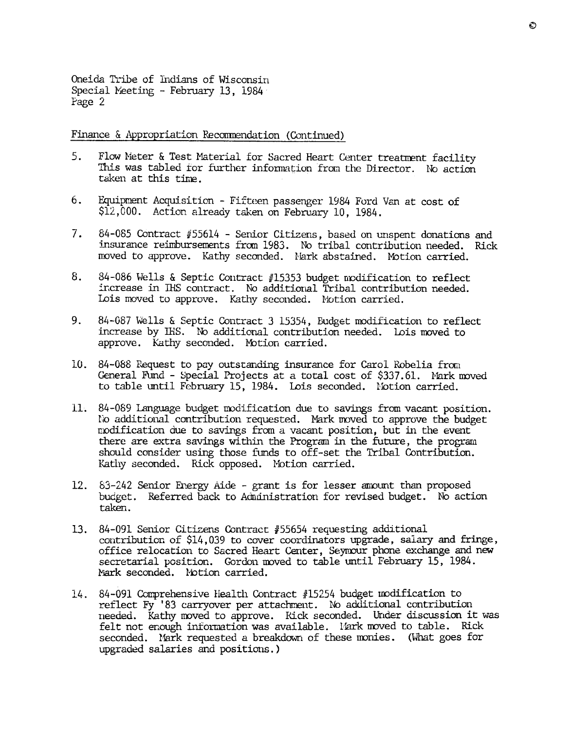Oneida Tribe of Indians of Wisconsin
Special Meeting - February 13, 1984
Page 2

Finance & Appropriation Recommendation (Continued)

5. Flow Meter & Test Material for Sacred Heart Center treatment facility This was tabled for further information from the Director. No action taken at this time.

6. Equipment Acquisition - Fifteen passenger 1984 Ford Van at cost of $12,000. Action already taken on February 10, 1984.

7. 84-085 Contract #55614 - Senior Citizens, based on unspent donations and insurance reimbursements from 1983. No tribal contribution needed. Rick moved to approve. Kathy seconded. Mark abstained. Motion carried.

8. 84-086 Wells & Septic Contract #15353 budget modification to reflect increase in IHS contract. No additional Tribal contribution needed. Lois moved to approve. Kathy seconded. Motion carried.

9. 84-087 Wells & Septic Contract 3 15354, Budget modification to reflect increase by IHS. No additional contribution needed. Lois moved to approve. Kathy seconded. Motion carried.

10. 84-088 Request to pay outstanding insurance for Carol Robelia from General Fund - Special Projects at a total cost of $337.61. Mark moved to table until February 15, 1984. Lois seconded. Motion carried.

11. 84-089 Language budget modification due to savings from vacant position. No additional contribution requested. Mark moved to approve the budget modification due to savings from a vacant position, but in the event there are extra savings within the Program in the future, the program should consider using those funds to off-set the Tribal Contribution. Kathy seconded. Rick opposed. Motion carried.

12. 83-242 Senior Energy Aide - grant is for lesser amount than proposed budget. Referred back to Administration for revised budget. No action taken.

13. 84-091 Senior Citizens Contract #55654 requesting additional contribution of $14,039 to cover coordinators upgrade, salary and fringe, office relocation to Sacred Heart Center, Seymour phone exchange and new secretarial position. Gordon moved to table until February 15, 1984. Mark seconded. Motion carried.

14. 84-091 Comprehensive Health Contract #15254 budget modification to reflect Fy '83 carryover per attachment. No additional contribution needed. Kathy moved to approve. Rick seconded. Under discussion it was felt not enough information was available. Mark moved to table. Rick seconded. Mark requested a breakdown of these monies. (What goes for upgraded salaries and positions.)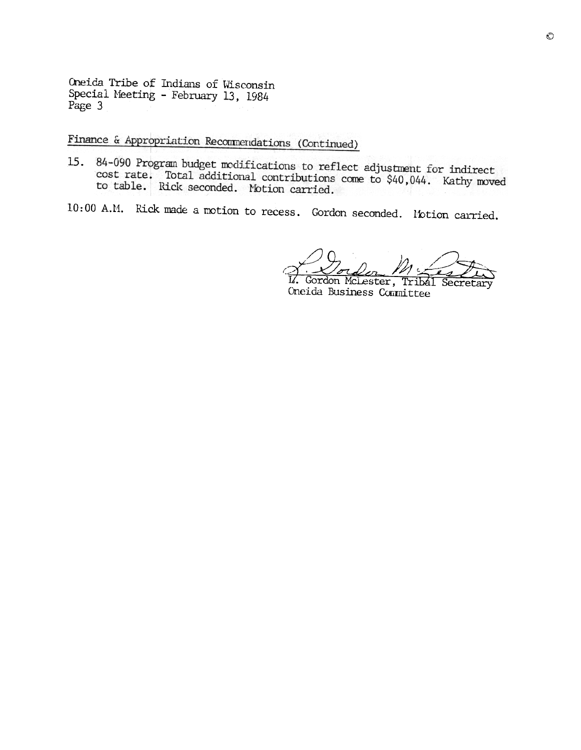Oneida Tribe of Indians of Wisconsin
Special Meeting - February 13, 1984
Page 3

Finance & Appropriation Recommendations (Continued)

15. 84-090 Program budget modifications to reflect adjustment for indirect cost rate. Total additional contributions come to $40,044. Kathy moved to table. Rick seconded. Motion carried.

10:00 A.M. Rick made a motion to recess. Gordon seconded. Motion carried.

L. Gordon McLester, Tribal Secretary
Oneida Business Committee